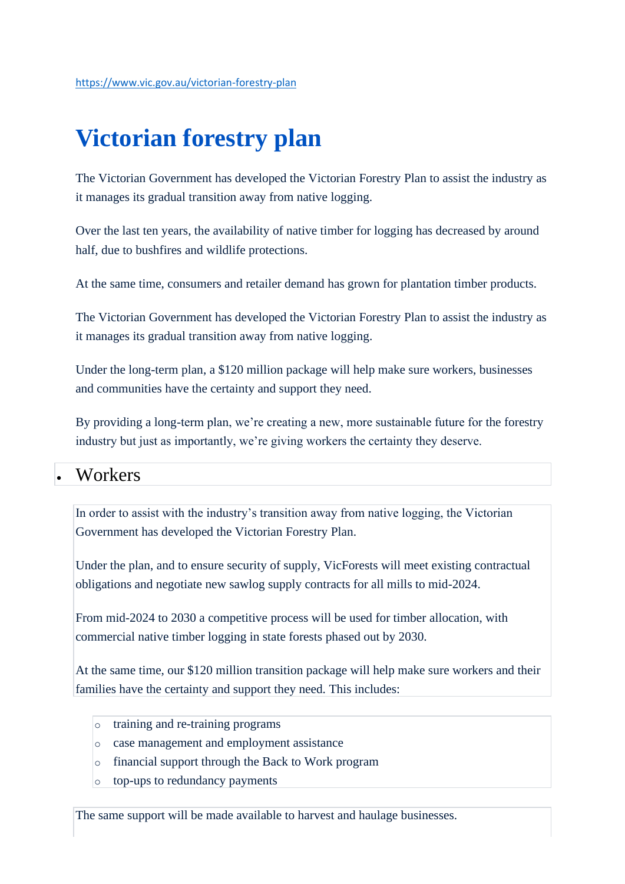https://www.vic.gov.au/victorian-forestry-plan

# Victorian forestry plan

The Victorian Government has developed the Victorian Forestry Plan to assist the industry as it manages its gradual transition away from native logging.

Over the last ten years, the availability of native timber for logging has decreased by around half, due to bushfires and wildlife protections.

At the same time, consumers and retailer demand has grown for plantation timber products.

The Victorian Government has developed the Victorian Forestry Plan to assist the industry as it manages its gradual transition away from native logging.

Under the long-term plan, a $120 million package will help make sure workers, businesses and communities have the certainty and support they need.

By providing a long-term plan, we're creating a new, more sustainable future for the forestry industry but just as importantly, we're giving workers the certainty they deserve.

- ## Workers

In order to assist with the industry's transition away from native logging, the Victorian Government has developed the Victorian Forestry Plan.

Under the plan, and to ensure security of supply, VicForests will meet existing contractual obligations and negotiate new sawlog supply contracts for all mills to mid-2024.

From mid-2024 to 2030 a competitive process will be used for timber allocation, with commercial native timber logging in state forests phased out by 2030.

At the same time, our $120 million transition package will help make sure workers and their families have the certainty and support they need. This includes:

- training and re-training programs
- case management and employment assistance
- financial support through the Back to Work program
- top-ups to redundancy payments

The same support will be made available to harvest and haulage businesses.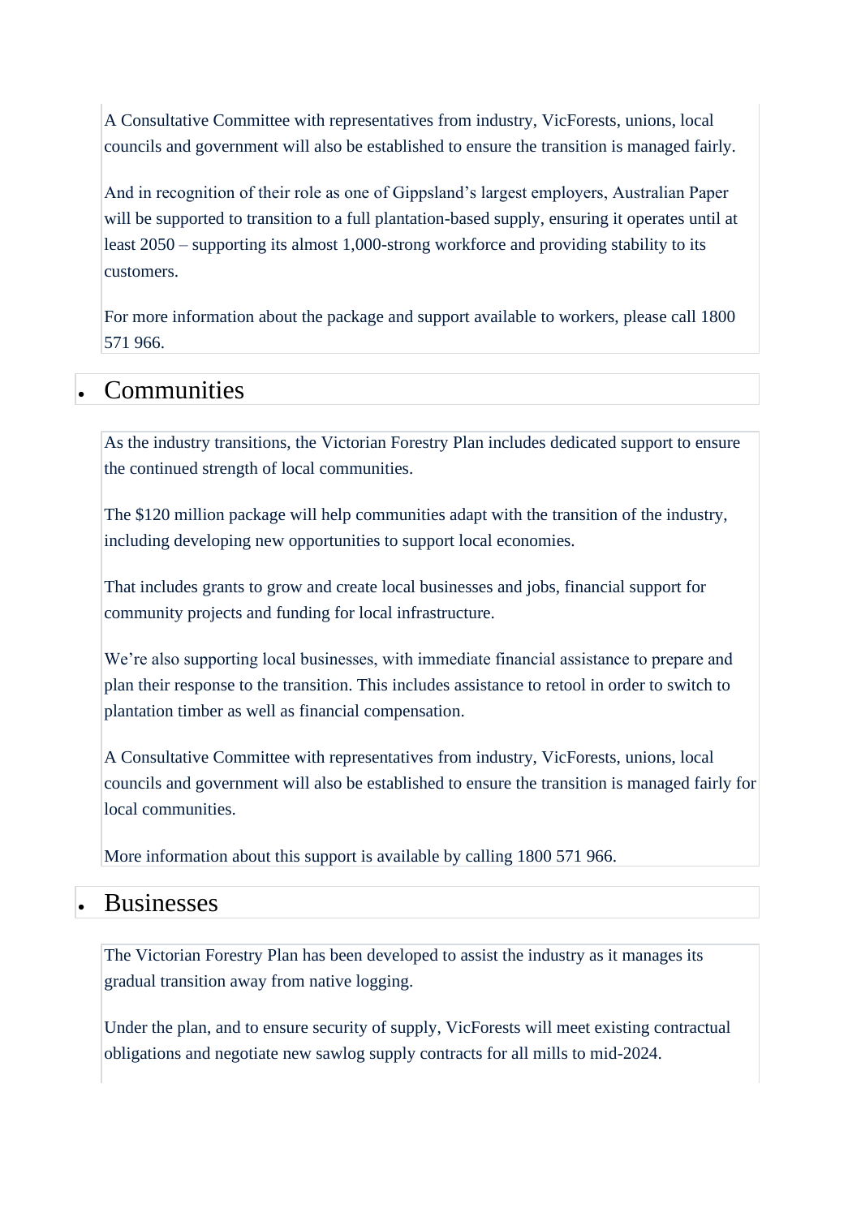A Consultative Committee with representatives from industry, VicForests, unions, local councils and government will also be established to ensure the transition is managed fairly.

And in recognition of their role as one of Gippsland's largest employers, Australian Paper will be supported to transition to a full plantation-based supply, ensuring it operates until at least 2050 – supporting its almost 1,000-strong workforce and providing stability to its customers.

For more information about the package and support available to workers, please call 1800 571 966.

- ## Communities

As the industry transitions, the Victorian Forestry Plan includes dedicated support to ensure the continued strength of local communities.

The $120 million package will help communities adapt with the transition of the industry, including developing new opportunities to support local economies.

That includes grants to grow and create local businesses and jobs, financial support for community projects and funding for local infrastructure.

We're also supporting local businesses, with immediate financial assistance to prepare and plan their response to the transition. This includes assistance to retool in order to switch to plantation timber as well as financial compensation.

A Consultative Committee with representatives from industry, VicForests, unions, local councils and government will also be established to ensure the transition is managed fairly for local communities.

More information about this support is available by calling 1800 571 966.

- ## Businesses

The Victorian Forestry Plan has been developed to assist the industry as it manages its gradual transition away from native logging.

Under the plan, and to ensure security of supply, VicForests will meet existing contractual obligations and negotiate new sawlog supply contracts for all mills to mid-2024.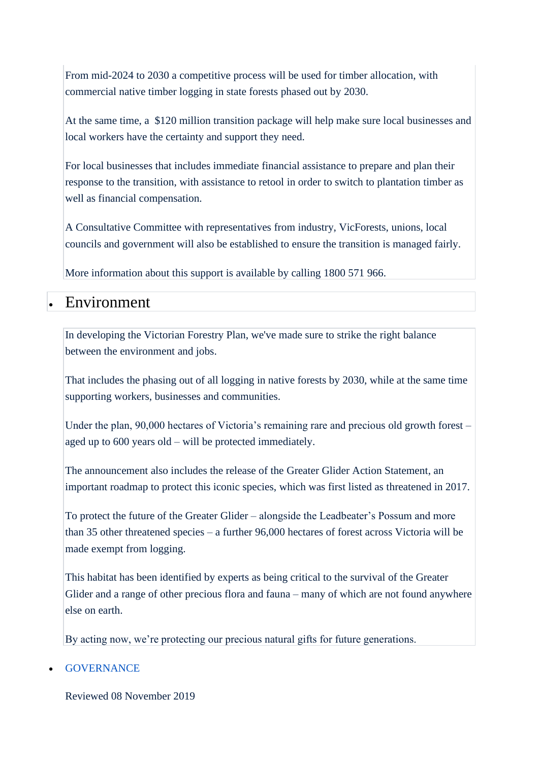From mid-2024 to 2030 a competitive process will be used for timber allocation, with commercial native timber logging in state forests phased out by 2030.

At the same time, a $120 million transition package will help make sure local businesses and local workers have the certainty and support they need.

For local businesses that includes immediate financial assistance to prepare and plan their response to the transition, with assistance to retool in order to switch to plantation timber as well as financial compensation.

A Consultative Committee with representatives from industry, VicForests, unions, local councils and government will also be established to ensure the transition is managed fairly.

More information about this support is available by calling 1800 571 966.

- ## Environment

In developing the Victorian Forestry Plan, we've made sure to strike the right balance between the environment and jobs.

That includes the phasing out of all logging in native forests by 2030, while at the same time supporting workers, businesses and communities.

Under the plan, 90,000 hectares of Victoria's remaining rare and precious old growth forest – aged up to 600 years old – will be protected immediately.

The announcement also includes the release of the Greater Glider Action Statement, an important roadmap to protect this iconic species, which was first listed as threatened in 2017.

To protect the future of the Greater Glider – alongside the Leadbeater's Possum and more than 35 other threatened species – a further 96,000 hectares of forest across Victoria will be made exempt from logging.

This habitat has been identified by experts as being critical to the survival of the Greater Glider and a range of other precious flora and fauna – many of which are not found anywhere else on earth.

By acting now, we're protecting our precious natural gifts for future generations.

- GOVERNANCE

Reviewed 08 November 2019